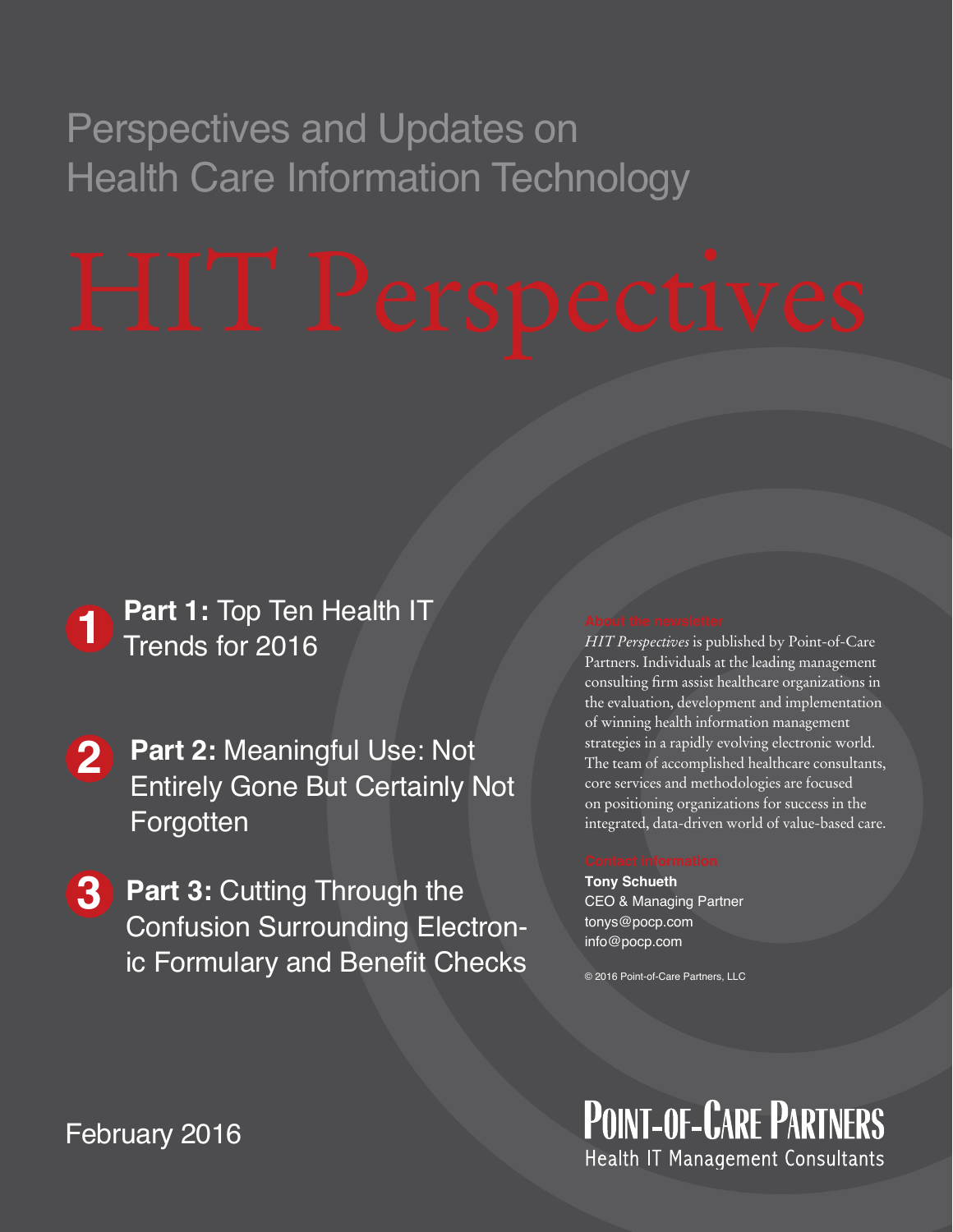Perspectives and Updates on Health Care Information Technology

# HIT Perspectives

1. **Part 1:** Top Ten Health IT Trends for 2016

2. **Part 2:** Meaningful Use: Not Entirely Gone But Certainly Not Forgotten

3. **Part 3:** Cutting Through the Confusion Surrounding Electronic Formulary and Benefit Checks

**About the newsletter**

*HIT Perspectives* is published by Point-of-Care Partners. Individuals at the leading management consulting firm assist healthcare organizations in the evaluation, development and implementation of winning health information management strategies in a rapidly evolving electronic world. The team of accomplished healthcare consultants, core services and methodologies are focused on positioning organizations for success in the integrated, data-driven world of value-based care.

**Contact information**

**Tony Schueth**
CEO & Managing Partner
tonys@pocp.com
info@pocp.com

© 2016 Point-of-Care Partners, LLC

February 2016

POINT-OF-CARE PARTNERS
Health IT Management Consultants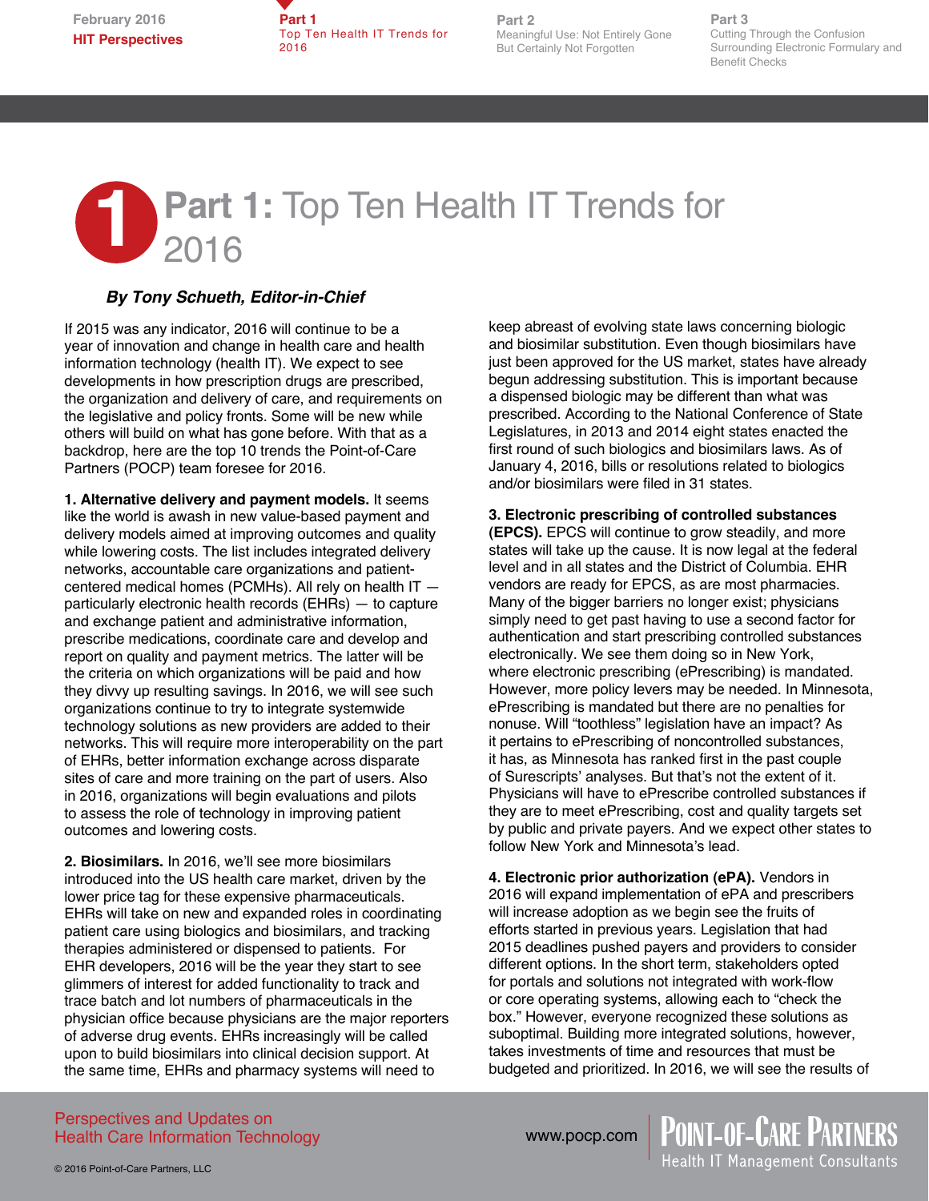# Part 1: Top Ten Health IT Trends for 2016

***By Tony Schueth, Editor-in-Chief***

If 2015 was any indicator, 2016 will continue to be a year of innovation and change in health care and health information technology (health IT). We expect to see developments in how prescription drugs are prescribed, the organization and delivery of care, and requirements on the legislative and policy fronts. Some will be new while others will build on what has gone before. With that as a backdrop, here are the top 10 trends the Point-of-Care Partners (POCP) team foresee for 2016.

**1. Alternative delivery and payment models.** It seems like the world is awash in new value-based payment and delivery models aimed at improving outcomes and quality while lowering costs. The list includes integrated delivery networks, accountable care organizations and patient-centered medical homes (PCMHs). All rely on health IT — particularly electronic health records (EHRs) — to capture and exchange patient and administrative information, prescribe medications, coordinate care and develop and report on quality and payment metrics. The latter will be the criteria on which organizations will be paid and how they divvy up resulting savings. In 2016, we will see such organizations continue to try to integrate systemwide technology solutions as new providers are added to their networks. This will require more interoperability on the part of EHRs, better information exchange across disparate sites of care and more training on the part of users. Also in 2016, organizations will begin evaluations and pilots to assess the role of technology in improving patient outcomes and lowering costs.

**2. Biosimilars.** In 2016, we'll see more biosimilars introduced into the US health care market, driven by the lower price tag for these expensive pharmaceuticals. EHRs will take on new and expanded roles in coordinating patient care using biologics and biosimilars, and tracking therapies administered or dispensed to patients. For EHR developers, 2016 will be the year they start to see glimmers of interest for added functionality to track and trace batch and lot numbers of pharmaceuticals in the physician office because physicians are the major reporters of adverse drug events. EHRs increasingly will be called upon to build biosimilars into clinical decision support. At the same time, EHRs and pharmacy systems will need to keep abreast of evolving state laws concerning biologic and biosimilar substitution. Even though biosimilars have just been approved for the US market, states have already begun addressing substitution. This is important because a dispensed biologic may be different than what was prescribed. According to the National Conference of State Legislatures, in 2013 and 2014 eight states enacted the first round of such biologics and biosimilars laws. As of January 4, 2016, bills or resolutions related to biologics and/or biosimilars were filed in 31 states.

**3. Electronic prescribing of controlled substances (EPCS).** EPCS will continue to grow steadily, and more states will take up the cause. It is now legal at the federal level and in all states and the District of Columbia. EHR vendors are ready for EPCS, as are most pharmacies. Many of the bigger barriers no longer exist; physicians simply need to get past having to use a second factor for authentication and start prescribing controlled substances electronically. We see them doing so in New York, where electronic prescribing (ePrescribing) is mandated. However, more policy levers may be needed. In Minnesota, ePrescribing is mandated but there are no penalties for nonuse. Will "toothless" legislation have an impact? As it pertains to ePrescribing of noncontrolled substances, it has, as Minnesota has ranked first in the past couple of Surescripts' analyses. But that's not the extent of it. Physicians will have to ePrescribe controlled substances if they are to meet ePrescribing, cost and quality targets set by public and private payers. And we expect other states to follow New York and Minnesota's lead.

**4. Electronic prior authorization (ePA).** Vendors in 2016 will expand implementation of ePA and prescribers will increase adoption as we begin see the fruits of efforts started in previous years. Legislation that had 2015 deadlines pushed payers and providers to consider different options. In the short term, stakeholders opted for portals and solutions not integrated with work-flow or core operating systems, allowing each to "check the box." However, everyone recognized these solutions as suboptimal. Building more integrated solutions, however, takes investments of time and resources that must be budgeted and prioritized. In 2016, we will see the results of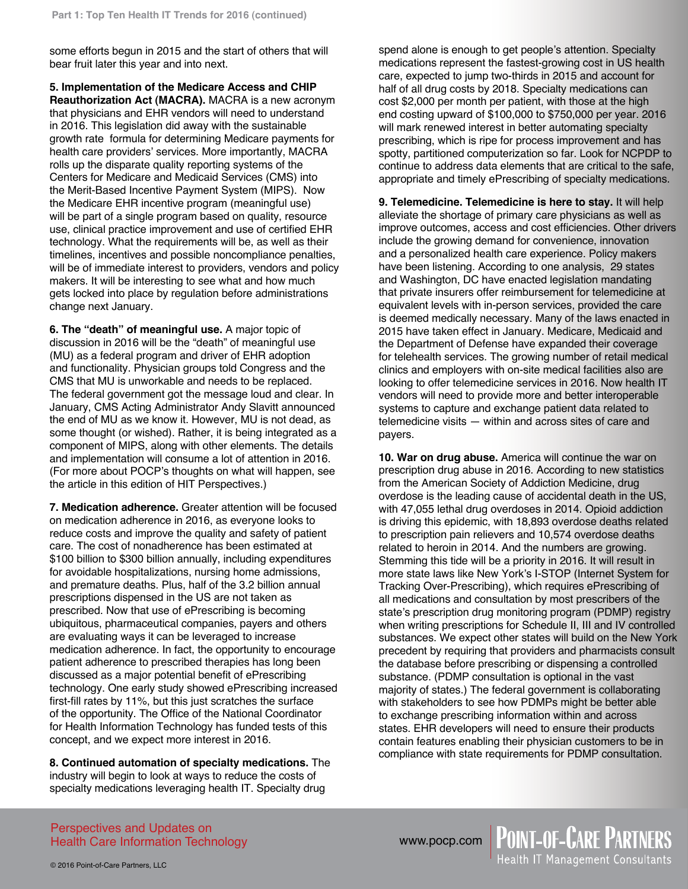some efforts begun in 2015 and the start of others that will bear fruit later this year and into next.

**5. Implementation of the Medicare Access and CHIP Reauthorization Act (MACRA).** MACRA is a new acronym that physicians and EHR vendors will need to understand in 2016. This legislation did away with the sustainable growth rate formula for determining Medicare payments for health care providers' services. More importantly, MACRA rolls up the disparate quality reporting systems of the Centers for Medicare and Medicaid Services (CMS) into the Merit-Based Incentive Payment System (MIPS). Now the Medicare EHR incentive program (meaningful use) will be part of a single program based on quality, resource use, clinical practice improvement and use of certified EHR technology. What the requirements will be, as well as their timelines, incentives and possible noncompliance penalties, will be of immediate interest to providers, vendors and policy makers. It will be interesting to see what and how much gets locked into place by regulation before administrations change next January.

**6. The "death" of meaningful use.** A major topic of discussion in 2016 will be the "death" of meaningful use (MU) as a federal program and driver of EHR adoption and functionality. Physician groups told Congress and the CMS that MU is unworkable and needs to be replaced. The federal government got the message loud and clear. In January, CMS Acting Administrator Andy Slavitt announced the end of MU as we know it. However, MU is not dead, as some thought (or wished). Rather, it is being integrated as a component of MIPS, along with other elements. The details and implementation will consume a lot of attention in 2016. (For more about POCP's thoughts on what will happen, see the article in this edition of HIT Perspectives.)

**7. Medication adherence.** Greater attention will be focused on medication adherence in 2016, as everyone looks to reduce costs and improve the quality and safety of patient care. The cost of nonadherence has been estimated at $100 billion to $300 billion annually, including expenditures for avoidable hospitalizations, nursing home admissions, and premature deaths. Plus, half of the 3.2 billion annual prescriptions dispensed in the US are not taken as prescribed. Now that use of ePrescribing is becoming ubiquitous, pharmaceutical companies, payers and others are evaluating ways it can be leveraged to increase medication adherence. In fact, the opportunity to encourage patient adherence to prescribed therapies has long been discussed as a major potential benefit of ePrescribing technology. One early study showed ePrescribing increased first-fill rates by 11%, but this just scratches the surface of the opportunity. The Office of the National Coordinator for Health Information Technology has funded tests of this concept, and we expect more interest in 2016.

**8. Continued automation of specialty medications.** The industry will begin to look at ways to reduce the costs of specialty medications leveraging health IT. Specialty drug spend alone is enough to get people's attention. Specialty medications represent the fastest-growing cost in US health care, expected to jump two-thirds in 2015 and account for half of all drug costs by 2018. Specialty medications can cost $2,000 per month per patient, with those at the high end costing upward of $100,000 to $750,000 per year. 2016 will mark renewed interest in better automating specialty prescribing, which is ripe for process improvement and has spotty, partitioned computerization so far. Look for NCPDP to continue to address data elements that are critical to the safe, appropriate and timely ePrescribing of specialty medications.

**9. Telemedicine. Telemedicine is here to stay.** It will help alleviate the shortage of primary care physicians as well as improve outcomes, access and cost efficiencies. Other drivers include the growing demand for convenience, innovation and a personalized health care experience. Policy makers have been listening. According to one analysis, 29 states and Washington, DC have enacted legislation mandating that private insurers offer reimbursement for telemedicine at equivalent levels with in-person services, provided the care is deemed medically necessary. Many of the laws enacted in 2015 have taken effect in January. Medicare, Medicaid and the Department of Defense have expanded their coverage for telehealth services. The growing number of retail medical clinics and employers with on-site medical facilities also are looking to offer telemedicine services in 2016. Now health IT vendors will need to provide more and better interoperable systems to capture and exchange patient data related to telemedicine visits — within and across sites of care and payers.

**10. War on drug abuse.** America will continue the war on prescription drug abuse in 2016. According to new statistics from the American Society of Addiction Medicine, drug overdose is the leading cause of accidental death in the US, with 47,055 lethal drug overdoses in 2014. Opioid addiction is driving this epidemic, with 18,893 overdose deaths related to prescription pain relievers and 10,574 overdose deaths related to heroin in 2014. And the numbers are growing. Stemming this tide will be a priority in 2016. It will result in more state laws like New York's I-STOP (Internet System for Tracking Over-Prescribing), which requires ePrescribing of all medications and consultation by most prescribers of the state's prescription drug monitoring program (PDMP) registry when writing prescriptions for Schedule II, III and IV controlled substances. We expect other states will build on the New York precedent by requiring that providers and pharmacists consult the database before prescribing or dispensing a controlled substance. (PDMP consultation is optional in the vast majority of states.) The federal government is collaborating with stakeholders to see how PDMPs might be better able to exchange prescribing information within and across states. EHR developers will need to ensure their products contain features enabling their physician customers to be in compliance with state requirements for PDMP consultation.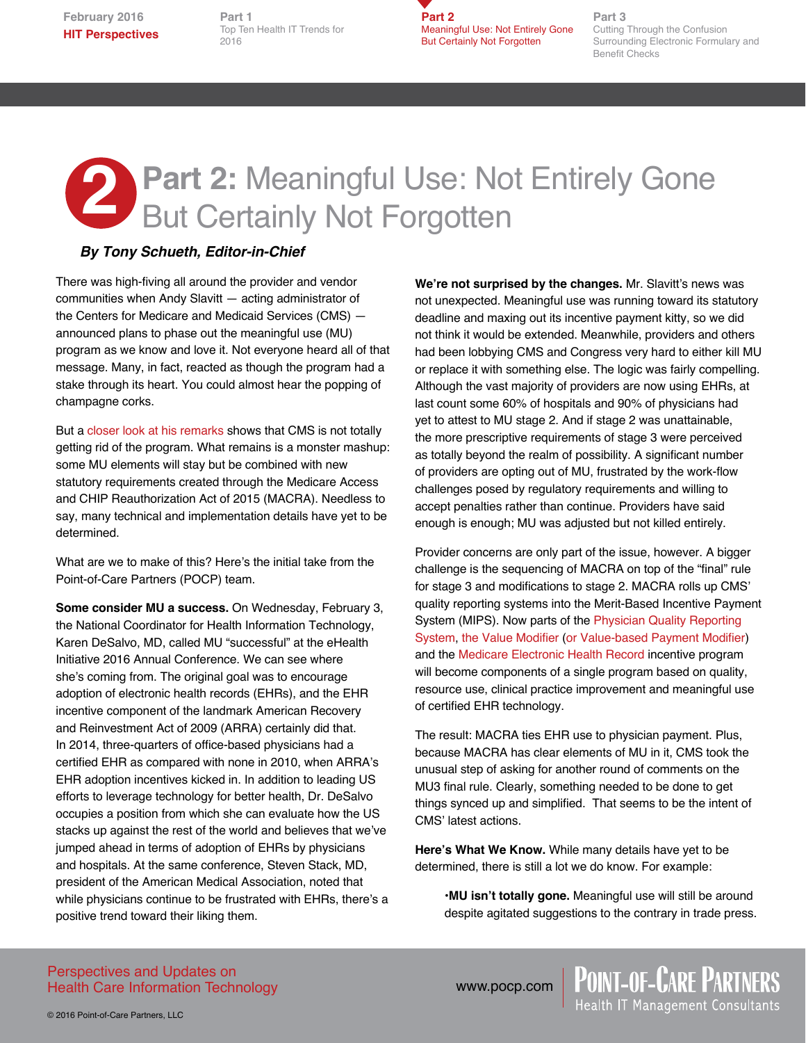# Part 2: Meaningful Use: Not Entirely Gone But Certainly Not Forgotten

***By Tony Schueth, Editor-in-Chief***

There was high-fiving all around the provider and vendor communities when Andy Slavitt — acting administrator of the Centers for Medicare and Medicaid Services (CMS) — announced plans to phase out the meaningful use (MU) program as we know and love it. Not everyone heard all of that message. Many, in fact, reacted as though the program had a stake through its heart. You could almost hear the popping of champagne corks.

But a closer look at his remarks shows that CMS is not totally getting rid of the program. What remains is a monster mashup: some MU elements will stay but be combined with new statutory requirements created through the Medicare Access and CHIP Reauthorization Act of 2015 (MACRA). Needless to say, many technical and implementation details have yet to be determined.

What are we to make of this? Here's the initial take from the Point-of-Care Partners (POCP) team.

**Some consider MU a success.** On Wednesday, February 3, the National Coordinator for Health Information Technology, Karen DeSalvo, MD, called MU "successful" at the eHealth Initiative 2016 Annual Conference. We can see where she's coming from. The original goal was to encourage adoption of electronic health records (EHRs), and the EHR incentive component of the landmark American Recovery and Reinvestment Act of 2009 (ARRA) certainly did that. In 2014, three-quarters of office-based physicians had a certified EHR as compared with none in 2010, when ARRA's EHR adoption incentives kicked in. In addition to leading US efforts to leverage technology for better health, Dr. DeSalvo occupies a position from which she can evaluate how the US stacks up against the rest of the world and believes that we've jumped ahead in terms of adoption of EHRs by physicians and hospitals. At the same conference, Steven Stack, MD, president of the American Medical Association, noted that while physicians continue to be frustrated with EHRs, there's a positive trend toward their liking them.

**We're not surprised by the changes.** Mr. Slavitt's news was not unexpected. Meaningful use was running toward its statutory deadline and maxing out its incentive payment kitty, so we did not think it would be extended. Meanwhile, providers and others had been lobbying CMS and Congress very hard to either kill MU or replace it with something else. The logic was fairly compelling. Although the vast majority of providers are now using EHRs, at last count some 60% of hospitals and 90% of physicians had yet to attest to MU stage 2. And if stage 2 was unattainable, the more prescriptive requirements of stage 3 were perceived as totally beyond the realm of possibility. A significant number of providers are opting out of MU, frustrated by the work-flow challenges posed by regulatory requirements and willing to accept penalties rather than continue. Providers have said enough is enough; MU was adjusted but not killed entirely.

Provider concerns are only part of the issue, however. A bigger challenge is the sequencing of MACRA on top of the "final" rule for stage 3 and modifications to stage 2. MACRA rolls up CMS' quality reporting systems into the Merit-Based Incentive Payment System (MIPS). Now parts of the Physician Quality Reporting System, the Value Modifier (or Value-based Payment Modifier) and the Medicare Electronic Health Record incentive program will become components of a single program based on quality, resource use, clinical practice improvement and meaningful use of certified EHR technology.

The result: MACRA ties EHR use to physician payment. Plus, because MACRA has clear elements of MU in it, CMS took the unusual step of asking for another round of comments on the MU3 final rule. Clearly, something needed to be done to get things synced up and simplified. That seems to be the intent of CMS' latest actions.

**Here's What We Know.** While many details have yet to be determined, there is still a lot we do know. For example:

- **MU isn't totally gone.** Meaningful use will still be around despite agitated suggestions to the contrary in trade press.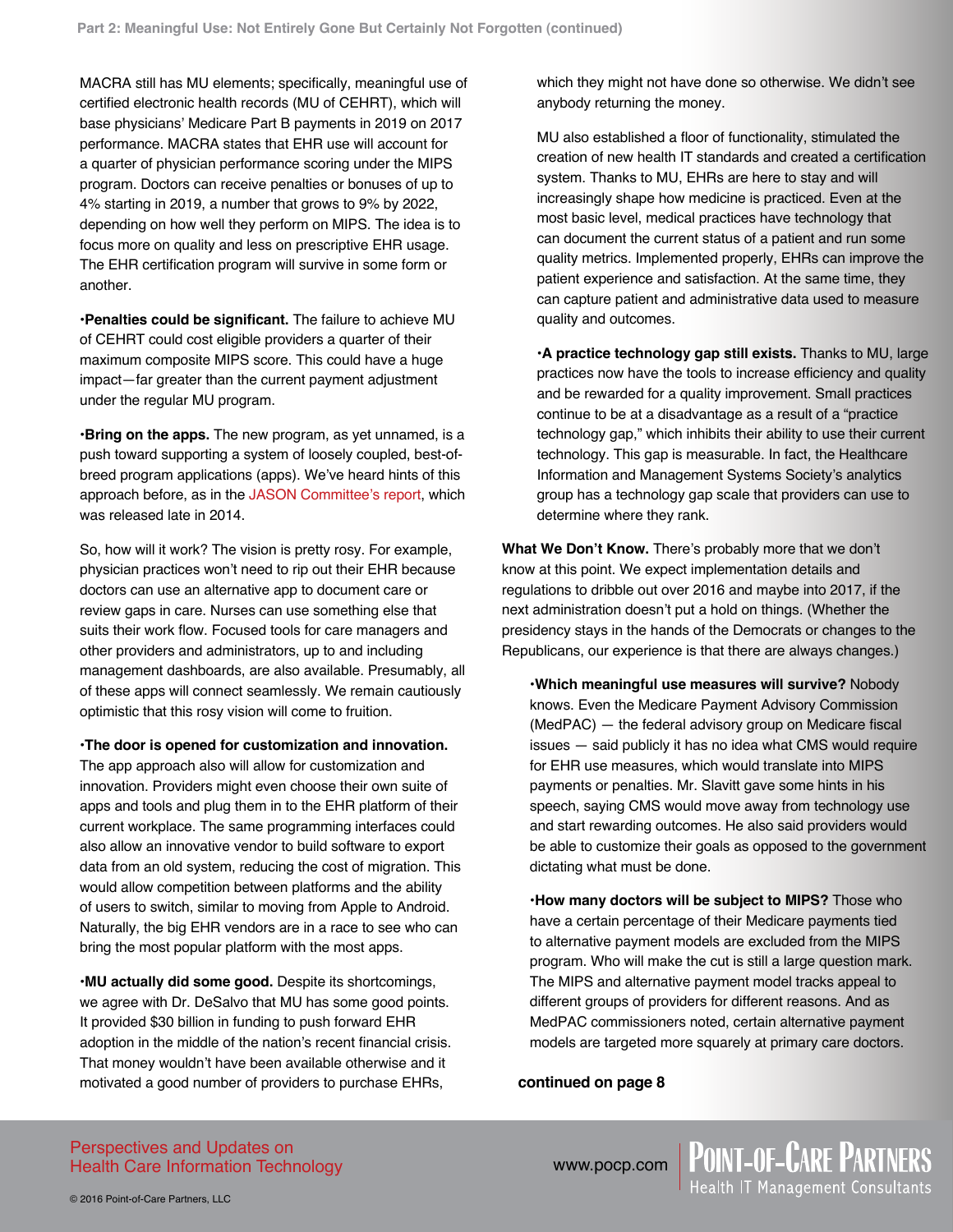MACRA still has MU elements; specifically, meaningful use of certified electronic health records (MU of CEHRT), which will base physicians' Medicare Part B payments in 2019 on 2017 performance. MACRA states that EHR use will account for a quarter of physician performance scoring under the MIPS program. Doctors can receive penalties or bonuses of up to 4% starting in 2019, a number that grows to 9% by 2022, depending on how well they perform on MIPS. The idea is to focus more on quality and less on prescriptive EHR usage. The EHR certification program will survive in some form or another.

•**Penalties could be significant.** The failure to achieve MU of CEHRT could cost eligible providers a quarter of their maximum composite MIPS score. This could have a huge impact—far greater than the current payment adjustment under the regular MU program.

•**Bring on the apps.** The new program, as yet unnamed, is a push toward supporting a system of loosely coupled, best-of-breed program applications (apps). We've heard hints of this approach before, as in the JASON Committee's report, which was released late in 2014.

So, how will it work? The vision is pretty rosy. For example, physician practices won't need to rip out their EHR because doctors can use an alternative app to document care or review gaps in care. Nurses can use something else that suits their work flow. Focused tools for care managers and other providers and administrators, up to and including management dashboards, are also available. Presumably, all of these apps will connect seamlessly. We remain cautiously optimistic that this rosy vision will come to fruition.

•**The door is opened for customization and innovation.** The app approach also will allow for customization and innovation. Providers might even choose their own suite of apps and tools and plug them in to the EHR platform of their current workplace. The same programming interfaces could also allow an innovative vendor to build software to export data from an old system, reducing the cost of migration. This would allow competition between platforms and the ability of users to switch, similar to moving from Apple to Android. Naturally, the big EHR vendors are in a race to see who can bring the most popular platform with the most apps.

•**MU actually did some good.** Despite its shortcomings, we agree with Dr. DeSalvo that MU has some good points. It provided $30 billion in funding to push forward EHR adoption in the middle of the nation's recent financial crisis. That money wouldn't have been available otherwise and it motivated a good number of providers to purchase EHRs, which they might not have done so otherwise. We didn't see anybody returning the money.

MU also established a floor of functionality, stimulated the creation of new health IT standards and created a certification system. Thanks to MU, EHRs are here to stay and will increasingly shape how medicine is practiced. Even at the most basic level, medical practices have technology that can document the current status of a patient and run some quality metrics. Implemented properly, EHRs can improve the patient experience and satisfaction. At the same time, they can capture patient and administrative data used to measure quality and outcomes.

•**A practice technology gap still exists.** Thanks to MU, large practices now have the tools to increase efficiency and quality and be rewarded for a quality improvement. Small practices continue to be at a disadvantage as a result of a "practice technology gap," which inhibits their ability to use their current technology. This gap is measurable. In fact, the Healthcare Information and Management Systems Society's analytics group has a technology gap scale that providers can use to determine where they rank.

**What We Don't Know.** There's probably more that we don't know at this point. We expect implementation details and regulations to dribble out over 2016 and maybe into 2017, if the next administration doesn't put a hold on things. (Whether the presidency stays in the hands of the Democrats or changes to the Republicans, our experience is that there are always changes.)

•**Which meaningful use measures will survive?** Nobody knows. Even the Medicare Payment Advisory Commission (MedPAC) — the federal advisory group on Medicare fiscal issues — said publicly it has no idea what CMS would require for EHR use measures, which would translate into MIPS payments or penalties. Mr. Slavitt gave some hints in his speech, saying CMS would move away from technology use and start rewarding outcomes. He also said providers would be able to customize their goals as opposed to the government dictating what must be done.

•**How many doctors will be subject to MIPS?** Those who have a certain percentage of their Medicare payments tied to alternative payment models are excluded from the MIPS program. Who will make the cut is still a large question mark. The MIPS and alternative payment model tracks appeal to different groups of providers for different reasons. And as MedPAC commissioners noted, certain alternative payment models are targeted more squarely at primary care doctors.

**continued on page 8**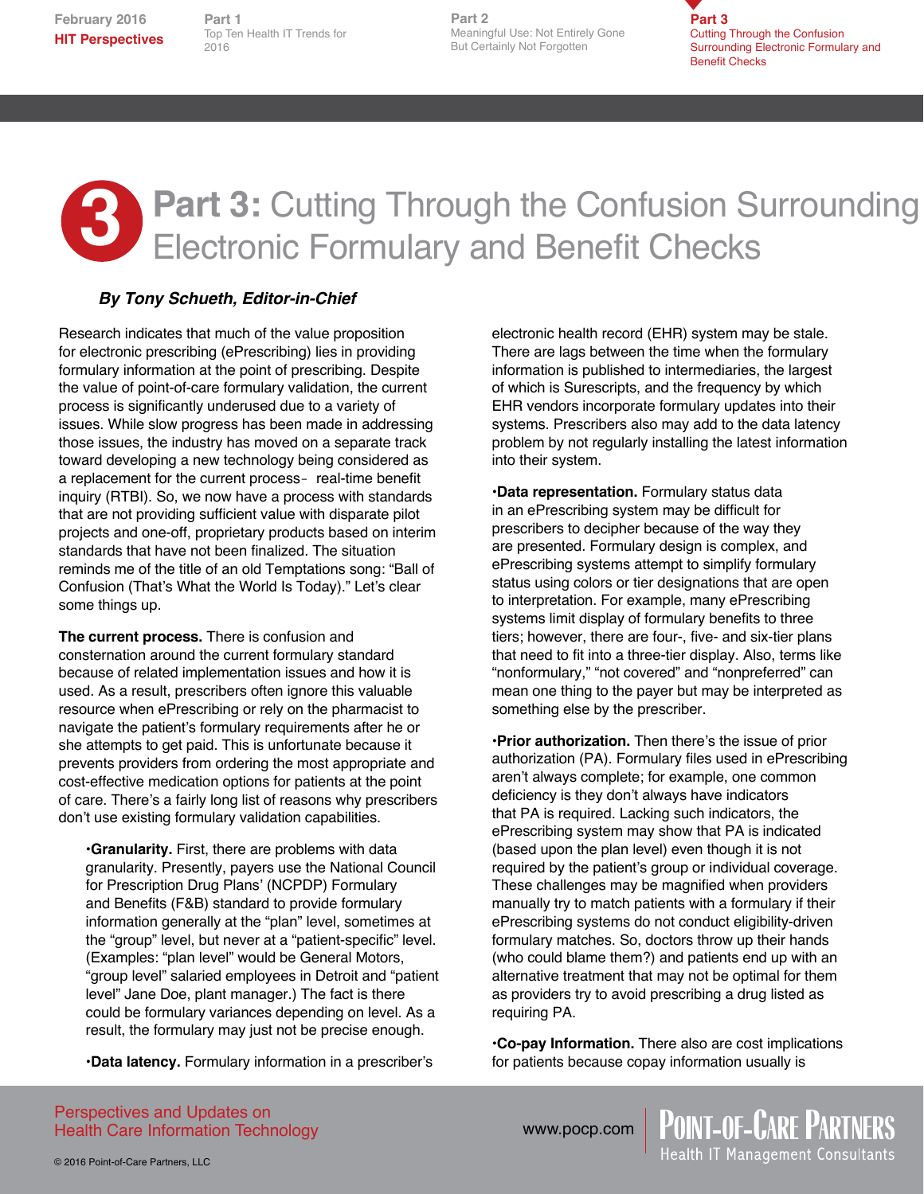# Part 3: Cutting Through the Confusion Surrounding Electronic Formulary and Benefit Checks

***By Tony Schueth, Editor-in-Chief***

Research indicates that much of the value proposition for electronic prescribing (ePrescribing) lies in providing formulary information at the point of prescribing. Despite the value of point-of-care formulary validation, the current process is significantly underused due to a variety of issues. While slow progress has been made in addressing those issues, the industry has moved on a separate track toward developing a new technology being considered as a replacement for the current process- real-time benefit inquiry (RTBI). So, we now have a process with standards that are not providing sufficient value with disparate pilot projects and one-off, proprietary products based on interim standards that have not been finalized. The situation reminds me of the title of an old Temptations song: "Ball of Confusion (That's What the World Is Today)." Let's clear some things up.

**The current process.** There is confusion and consternation around the current formulary standard because of related implementation issues and how it is used. As a result, prescribers often ignore this valuable resource when ePrescribing or rely on the pharmacist to navigate the patient's formulary requirements after he or she attempts to get paid. This is unfortunate because it prevents providers from ordering the most appropriate and cost-effective medication options for patients at the point of care. There's a fairly long list of reasons why prescribers don't use existing formulary validation capabilities.

- **Granularity.** First, there are problems with data granularity. Presently, payers use the National Council for Prescription Drug Plans' (NCPDP) Formulary and Benefits (F&B) standard to provide formulary information generally at the "plan" level, sometimes at the "group" level, but never at a "patient-specific" level. (Examples: "plan level" would be General Motors, "group level" salaried employees in Detroit and "patient level" Jane Doe, plant manager.) The fact is there could be formulary variances depending on level. As a result, the formulary may just not be precise enough.

- **Data latency.** Formulary information in a prescriber's electronic health record (EHR) system may be stale. There are lags between the time when the formulary information is published to intermediaries, the largest of which is Surescripts, and the frequency by which EHR vendors incorporate formulary updates into their systems. Prescribers also may add to the data latency problem by not regularly installing the latest information into their system.

- **Data representation.** Formulary status data in an ePrescribing system may be difficult for prescribers to decipher because of the way they are presented. Formulary design is complex, and ePrescribing systems attempt to simplify formulary status using colors or tier designations that are open to interpretation. For example, many ePrescribing systems limit display of formulary benefits to three tiers; however, there are four-, five- and six-tier plans that need to fit into a three-tier display. Also, terms like "nonformulary," "not covered" and "nonpreferred" can mean one thing to the payer but may be interpreted as something else by the prescriber.

- **Prior authorization.** Then there's the issue of prior authorization (PA). Formulary files used in ePrescribing aren't always complete; for example, one common deficiency is they don't always have indicators that PA is required. Lacking such indicators, the ePrescribing system may show that PA is indicated (based upon the plan level) even though it is not required by the patient's group or individual coverage. These challenges may be magnified when providers manually try to match patients with a formulary if their ePrescribing systems do not conduct eligibility-driven formulary matches. So, doctors throw up their hands (who could blame them?) and patients end up with an alternative treatment that may not be optimal for them as providers try to avoid prescribing a drug listed as requiring PA.

- **Co-pay Information.** There also are cost implications for patients because copay information usually is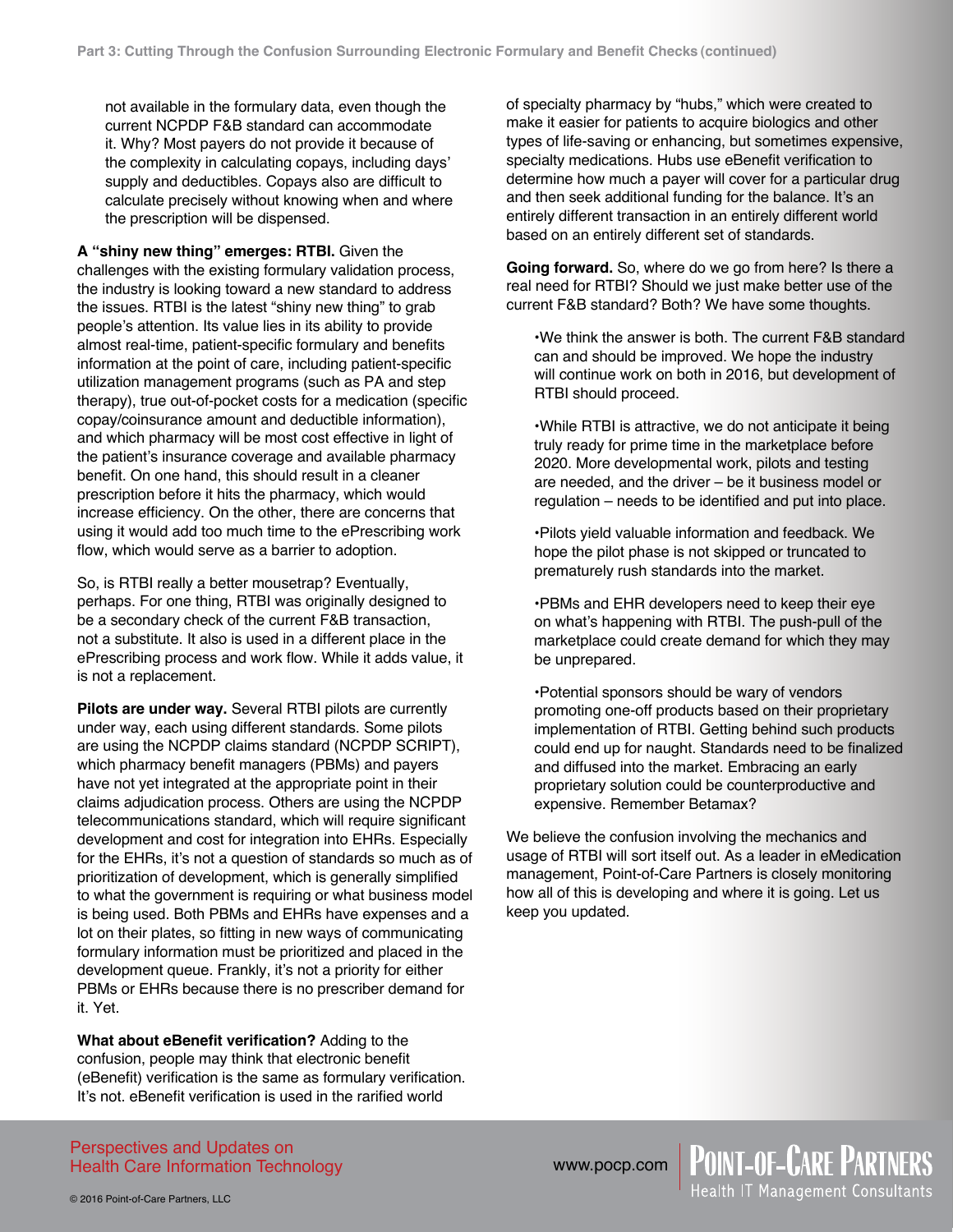not available in the formulary data, even though the current NCPDP F&B standard can accommodate it. Why? Most payers do not provide it because of the complexity in calculating copays, including days' supply and deductibles. Copays also are difficult to calculate precisely without knowing when and where the prescription will be dispensed.

**A "shiny new thing" emerges: RTBI.** Given the challenges with the existing formulary validation process, the industry is looking toward a new standard to address the issues. RTBI is the latest "shiny new thing" to grab people's attention. Its value lies in its ability to provide almost real-time, patient-specific formulary and benefits information at the point of care, including patient-specific utilization management programs (such as PA and step therapy), true out-of-pocket costs for a medication (specific copay/coinsurance amount and deductible information), and which pharmacy will be most cost effective in light of the patient's insurance coverage and available pharmacy benefit. On one hand, this should result in a cleaner prescription before it hits the pharmacy, which would increase efficiency. On the other, there are concerns that using it would add too much time to the ePrescribing work flow, which would serve as a barrier to adoption.

So, is RTBI really a better mousetrap? Eventually, perhaps. For one thing, RTBI was originally designed to be a secondary check of the current F&B transaction, not a substitute. It also is used in a different place in the ePrescribing process and work flow. While it adds value, it is not a replacement.

**Pilots are under way.** Several RTBI pilots are currently under way, each using different standards. Some pilots are using the NCPDP claims standard (NCPDP SCRIPT), which pharmacy benefit managers (PBMs) and payers have not yet integrated at the appropriate point in their claims adjudication process. Others are using the NCPDP telecommunications standard, which will require significant development and cost for integration into EHRs. Especially for the EHRs, it's not a question of standards so much as of prioritization of development, which is generally simplified to what the government is requiring or what business model is being used. Both PBMs and EHRs have expenses and a lot on their plates, so fitting in new ways of communicating formulary information must be prioritized and placed in the development queue. Frankly, it's not a priority for either PBMs or EHRs because there is no prescriber demand for it. Yet.

**What about eBenefit verification?** Adding to the confusion, people may think that electronic benefit (eBenefit) verification is the same as formulary verification. It's not. eBenefit verification is used in the rarified world of specialty pharmacy by "hubs," which were created to make it easier for patients to acquire biologics and other types of life-saving or enhancing, but sometimes expensive, specialty medications. Hubs use eBenefit verification to determine how much a payer will cover for a particular drug and then seek additional funding for the balance. It's an entirely different transaction in an entirely different world based on an entirely different set of standards.

**Going forward.** So, where do we go from here? Is there a real need for RTBI? Should we just make better use of the current F&B standard? Both? We have some thoughts.

- We think the answer is both. The current F&B standard can and should be improved. We hope the industry will continue work on both in 2016, but development of RTBI should proceed.
- While RTBI is attractive, we do not anticipate it being truly ready for prime time in the marketplace before 2020. More developmental work, pilots and testing are needed, and the driver – be it business model or regulation – needs to be identified and put into place.
- Pilots yield valuable information and feedback. We hope the pilot phase is not skipped or truncated to prematurely rush standards into the market.
- PBMs and EHR developers need to keep their eye on what's happening with RTBI. The push-pull of the marketplace could create demand for which they may be unprepared.
- Potential sponsors should be wary of vendors promoting one-off products based on their proprietary implementation of RTBI. Getting behind such products could end up for naught. Standards need to be finalized and diffused into the market. Embracing an early proprietary solution could be counterproductive and expensive. Remember Betamax?

We believe the confusion involving the mechanics and usage of RTBI will sort itself out. As a leader in eMedication management, Point-of-Care Partners is closely monitoring how all of this is developing and where it is going. Let us keep you updated.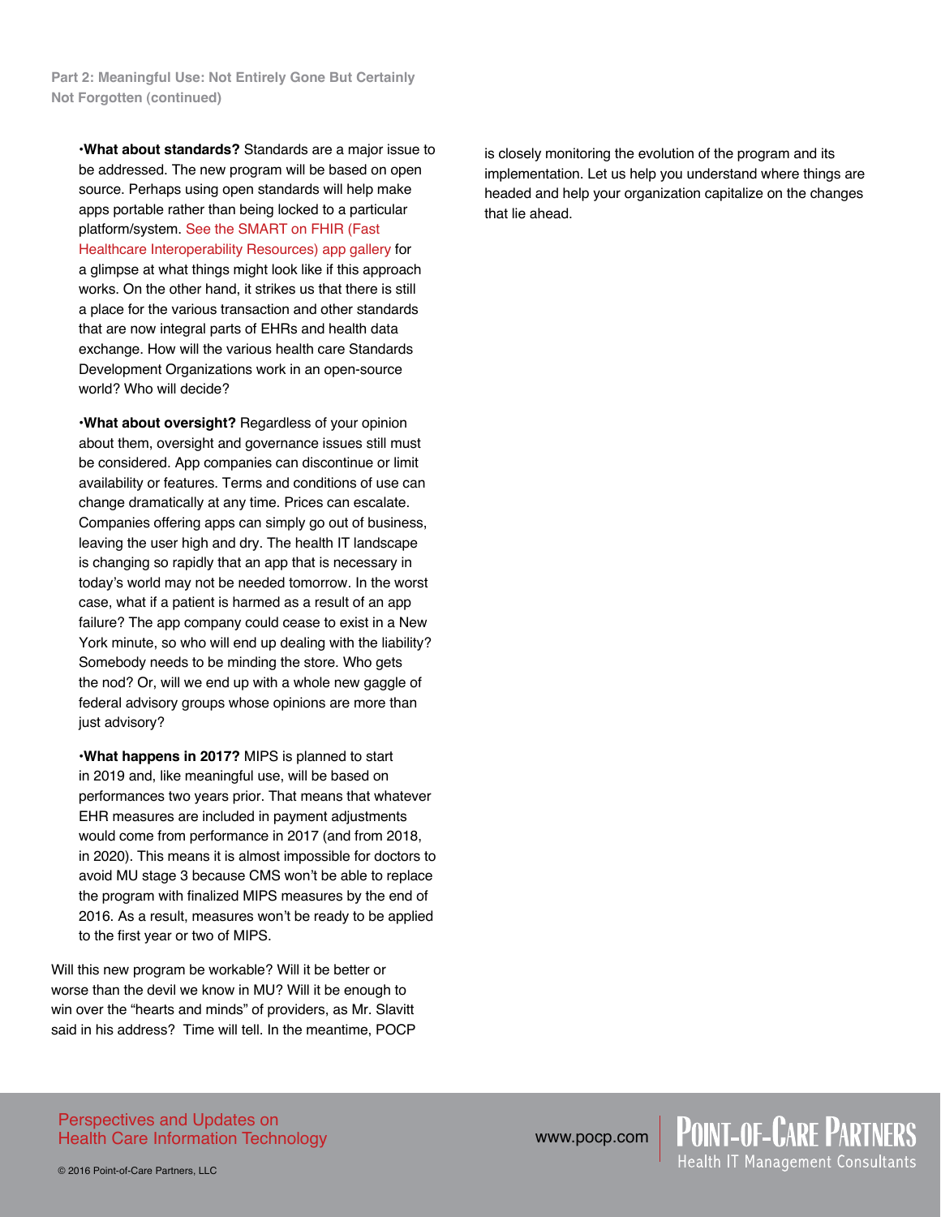**Part 2: Meaningful Use: Not Entirely Gone But Certainly Not Forgotten (continued)**

- **What about standards?** Standards are a major issue to be addressed. The new program will be based on open source. Perhaps using open standards will help make apps portable rather than being locked to a particular platform/system. See the SMART on FHIR (Fast Healthcare Interoperability Resources) app gallery for a glimpse at what things might look like if this approach works. On the other hand, it strikes us that there is still a place for the various transaction and other standards that are now integral parts of EHRs and health data exchange. How will the various health care Standards Development Organizations work in an open-source world? Who will decide?

- **What about oversight?** Regardless of your opinion about them, oversight and governance issues still must be considered. App companies can discontinue or limit availability or features. Terms and conditions of use can change dramatically at any time. Prices can escalate. Companies offering apps can simply go out of business, leaving the user high and dry. The health IT landscape is changing so rapidly that an app that is necessary in today's world may not be needed tomorrow. In the worst case, what if a patient is harmed as a result of an app failure? The app company could cease to exist in a New York minute, so who will end up dealing with the liability? Somebody needs to be minding the store. Who gets the nod? Or, will we end up with a whole new gaggle of federal advisory groups whose opinions are more than just advisory?

- **What happens in 2017?** MIPS is planned to start in 2019 and, like meaningful use, will be based on performances two years prior. That means that whatever EHR measures are included in payment adjustments would come from performance in 2017 (and from 2018, in 2020). This means it is almost impossible for doctors to avoid MU stage 3 because CMS won't be able to replace the program with finalized MIPS measures by the end of 2016. As a result, measures won't be ready to be applied to the first year or two of MIPS.

Will this new program be workable? Will it be better or worse than the devil we know in MU? Will it be enough to win over the "hearts and minds" of providers, as Mr. Slavitt said in his address? Time will tell. In the meantime, POCP is closely monitoring the evolution of the program and its implementation. Let us help you understand where things are headed and help your organization capitalize on the changes that lie ahead.